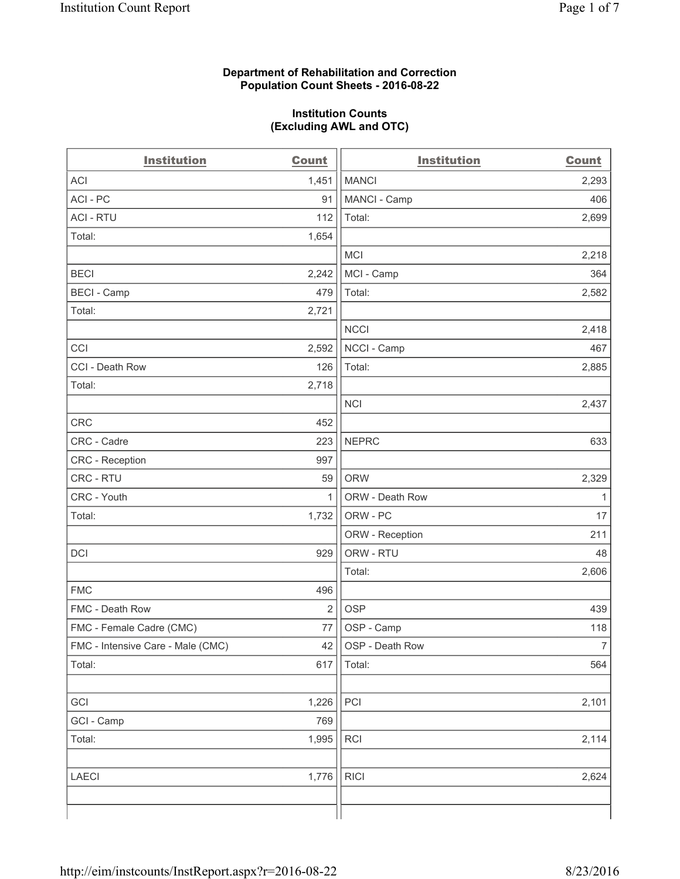**Department of Rehabilitation and Correction**
**Population Count Sheets - 2016-08-22**

**Institution Counts**
**(Excluding AWL and OTC)**

| Institution | Count |
|---|---|
| ACI | 1,451 |
| ACI - PC | 91 |
| ACI - RTU | 112 |
| Total: | 1,654 |
| | |
| BECI | 2,242 |
| BECI - Camp | 479 |
| Total: | 2,721 |
| | |
| CCI | 2,592 |
| CCI - Death Row | 126 |
| Total: | 2,718 |
| | |
| CRC | 452 |
| CRC - Cadre | 223 |
| CRC - Reception | 997 |
| CRC - RTU | 59 |
| CRC - Youth | 1 |
| Total: | 1,732 |
| | |
| DCI | 929 |
| | |
| FMC | 496 |
| FMC - Death Row | 2 |
| FMC - Female Cadre (CMC) | 77 |
| FMC - Intensive Care - Male (CMC) | 42 |
| Total: | 617 |
| | |
| GCI | 1,226 |
| GCI - Camp | 769 |
| Total: | 1,995 |
| | |
| LAECI | 1,776 |
| | |
| MANCI | 2,293 |
| MANCI - Camp | 406 |
| Total: | 2,699 |
| | |
| MCI | 2,218 |
| MCI - Camp | 364 |
| Total: | 2,582 |
| | |
| NCCI | 2,418 |
| NCCI - Camp | 467 |
| Total: | 2,885 |
| | |
| NCI | 2,437 |
| | |
| NEPRC | 633 |
| | |
| ORW | 2,329 |
| ORW - Death Row | 1 |
| ORW - PC | 17 |
| ORW - Reception | 211 |
| ORW - RTU | 48 |
| Total: | 2,606 |
| | |
| OSP | 439 |
| OSP - Camp | 118 |
| OSP - Death Row | 7 |
| Total: | 564 |
| | |
| PCI | 2,101 |
| | |
| RCI | 2,114 |
| | |
| RICI | 2,624 |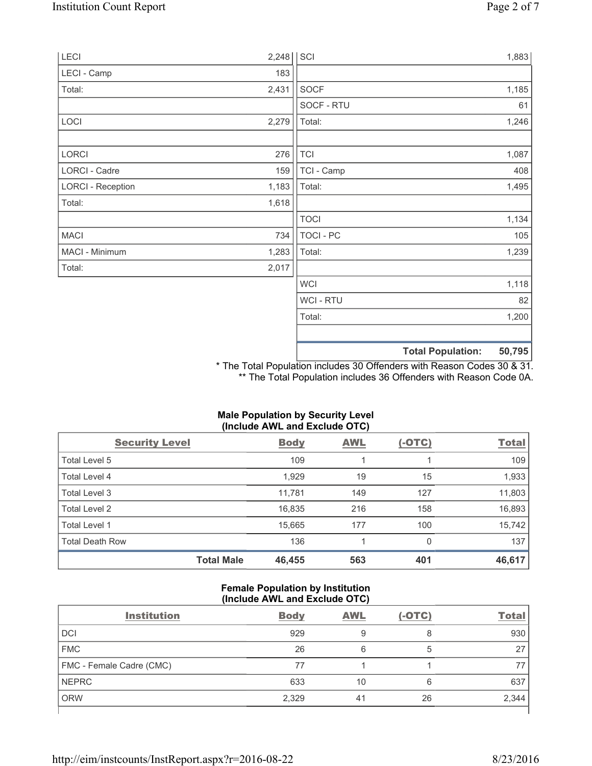| | | | |
|---|---|---|---|
| LECI | 2,248 | SCI | 1,883 |
| LECI - Camp | 183 | | |
| Total: | 2,431 | SOCF | 1,185 |
| | | SOCF - RTU | 61 |
| LOCI | 2,279 | Total: | 1,246 |
| | | | |
| LORCI | 276 | TCI | 1,087 |
| LORCI - Cadre | 159 | TCI - Camp | 408 |
| LORCI - Reception | 1,183 | Total: | 1,495 |
| Total: | 1,618 | | |
| | | TOCI | 1,134 |
| MACI | 734 | TOCI - PC | 105 |
| MACI - Minimum | 1,283 | Total: | 1,239 |
| Total: | 2,017 | | |
| | | WCI | 1,118 |
| | | WCI - RTU | 82 |
| | | Total: | 1,200 |
| | | | |
| | | **Total Population:** | **50,795** |

\* The Total Population includes 30 Offenders with Reason Codes 30 & 31.
\*\* The Total Population includes 36 Offenders with Reason Code 0A.

**Male Population by Security Level (Include AWL and Exclude OTC)**

| Security Level | Body | AWL | (-OTC) | Total |
|---|---|---|---|---|
| Total Level 5 | 109 | 1 | 1 | 109 |
| Total Level 4 | 1,929 | 19 | 15 | 1,933 |
| Total Level 3 | 11,781 | 149 | 127 | 11,803 |
| Total Level 2 | 16,835 | 216 | 158 | 16,893 |
| Total Level 1 | 15,665 | 177 | 100 | 15,742 |
| Total Death Row | 136 | 1 | 0 | 137 |
| **Total Male** | **46,455** | **563** | **401** | **46,617** |

**Female Population by Institution (Include AWL and Exclude OTC)**

| Institution | Body | AWL | (-OTC) | Total |
|---|---|---|---|---|
| DCI | 929 | 9 | 8 | 930 |
| FMC | 26 | 6 | 5 | 27 |
| FMC - Female Cadre (CMC) | 77 | 1 | 1 | 77 |
| NEPRC | 633 | 10 | 6 | 637 |
| ORW | 2,329 | 41 | 26 | 2,344 |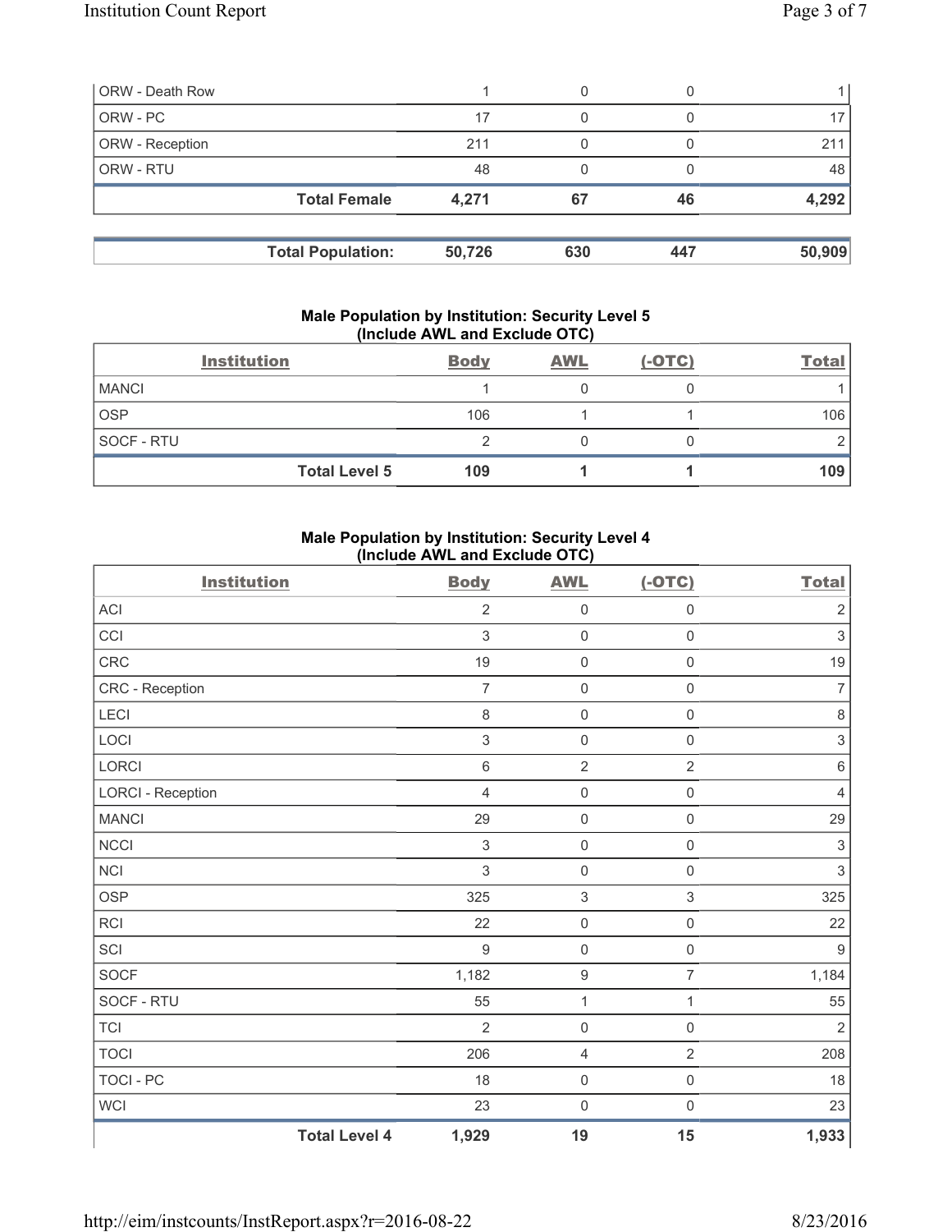| | | | | |
|---|---|---|---|---|
| ORW - Death Row | 1 | 0 | 0 | 1 |
| ORW - PC | 17 | 0 | 0 | 17 |
| ORW - Reception | 211 | 0 | 0 | 211 |
| ORW - RTU | 48 | 0 | 0 | 48 |
| **Total Female** | **4,271** | **67** | **46** | **4,292** |

| | | | | |
|---|---|---|---|---|
| **Total Population:** | **50,726** | **630** | **447** | **50,909** |

**Male Population by Institution: Security Level 5 (Include AWL and Exclude OTC)**

| Institution | Body | AWL | (-OTC) | Total |
|---|---|---|---|---|
| MANCI | 1 | 0 | 0 | 1 |
| OSP | 106 | 1 | 1 | 106 |
| SOCF - RTU | 2 | 0 | 0 | 2 |
| **Total Level 5** | **109** | **1** | **1** | **109** |

**Male Population by Institution: Security Level 4 (Include AWL and Exclude OTC)**

| Institution | Body | AWL | (-OTC) | Total |
|---|---|---|---|---|
| ACI | 2 | 0 | 0 | 2 |
| CCI | 3 | 0 | 0 | 3 |
| CRC | 19 | 0 | 0 | 19 |
| CRC - Reception | 7 | 0 | 0 | 7 |
| LECI | 8 | 0 | 0 | 8 |
| LOCI | 3 | 0 | 0 | 3 |
| LORCI | 6 | 2 | 2 | 6 |
| LORCI - Reception | 4 | 0 | 0 | 4 |
| MANCI | 29 | 0 | 0 | 29 |
| NCCI | 3 | 0 | 0 | 3 |
| NCI | 3 | 0 | 0 | 3 |
| OSP | 325 | 3 | 3 | 325 |
| RCI | 22 | 0 | 0 | 22 |
| SCI | 9 | 0 | 0 | 9 |
| SOCF | 1,182 | 9 | 7 | 1,184 |
| SOCF - RTU | 55 | 1 | 1 | 55 |
| TCI | 2 | 0 | 0 | 2 |
| TOCI | 206 | 4 | 2 | 208 |
| TOCI - PC | 18 | 0 | 0 | 18 |
| WCI | 23 | 0 | 0 | 23 |
| **Total Level 4** | **1,929** | **19** | **15** | **1,933** |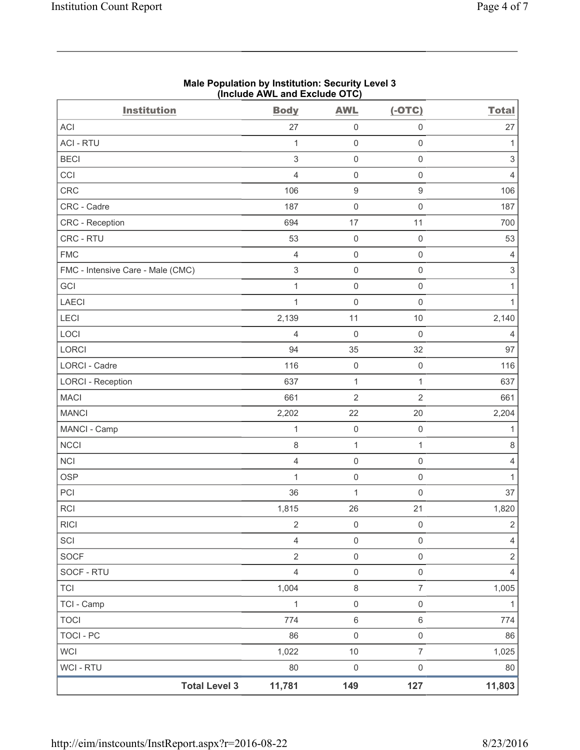## Male Population by Institution: Security Level 3
### (Include AWL and Exclude OTC)

| Institution | Body | AWL | (-OTC) | Total |
|---|---|---|---|---|
| ACI | 27 | 0 | 0 | 27 |
| ACI - RTU | 1 | 0 | 0 | 1 |
| BECI | 3 | 0 | 0 | 3 |
| CCI | 4 | 0 | 0 | 4 |
| CRC | 106 | 9 | 9 | 106 |
| CRC - Cadre | 187 | 0 | 0 | 187 |
| CRC - Reception | 694 | 17 | 11 | 700 |
| CRC - RTU | 53 | 0 | 0 | 53 |
| FMC | 4 | 0 | 0 | 4 |
| FMC - Intensive Care - Male (CMC) | 3 | 0 | 0 | 3 |
| GCI | 1 | 0 | 0 | 1 |
| LAECI | 1 | 0 | 0 | 1 |
| LECI | 2,139 | 11 | 10 | 2,140 |
| LOCI | 4 | 0 | 0 | 4 |
| LORCI | 94 | 35 | 32 | 97 |
| LORCI - Cadre | 116 | 0 | 0 | 116 |
| LORCI - Reception | 637 | 1 | 1 | 637 |
| MACI | 661 | 2 | 2 | 661 |
| MANCI | 2,202 | 22 | 20 | 2,204 |
| MANCI - Camp | 1 | 0 | 0 | 1 |
| NCCI | 8 | 1 | 1 | 8 |
| NCI | 4 | 0 | 0 | 4 |
| OSP | 1 | 0 | 0 | 1 |
| PCI | 36 | 1 | 0 | 37 |
| RCI | 1,815 | 26 | 21 | 1,820 |
| RICI | 2 | 0 | 0 | 2 |
| SCI | 4 | 0 | 0 | 4 |
| SOCF | 2 | 0 | 0 | 2 |
| SOCF - RTU | 4 | 0 | 0 | 4 |
| TCI | 1,004 | 8 | 7 | 1,005 |
| TCI - Camp | 1 | 0 | 0 | 1 |
| TOCI | 774 | 6 | 6 | 774 |
| TOCI - PC | 86 | 0 | 0 | 86 |
| WCI | 1,022 | 10 | 7 | 1,025 |
| WCI - RTU | 80 | 0 | 0 | 80 |
| **Total Level 3** | **11,781** | **149** | **127** | **11,803** |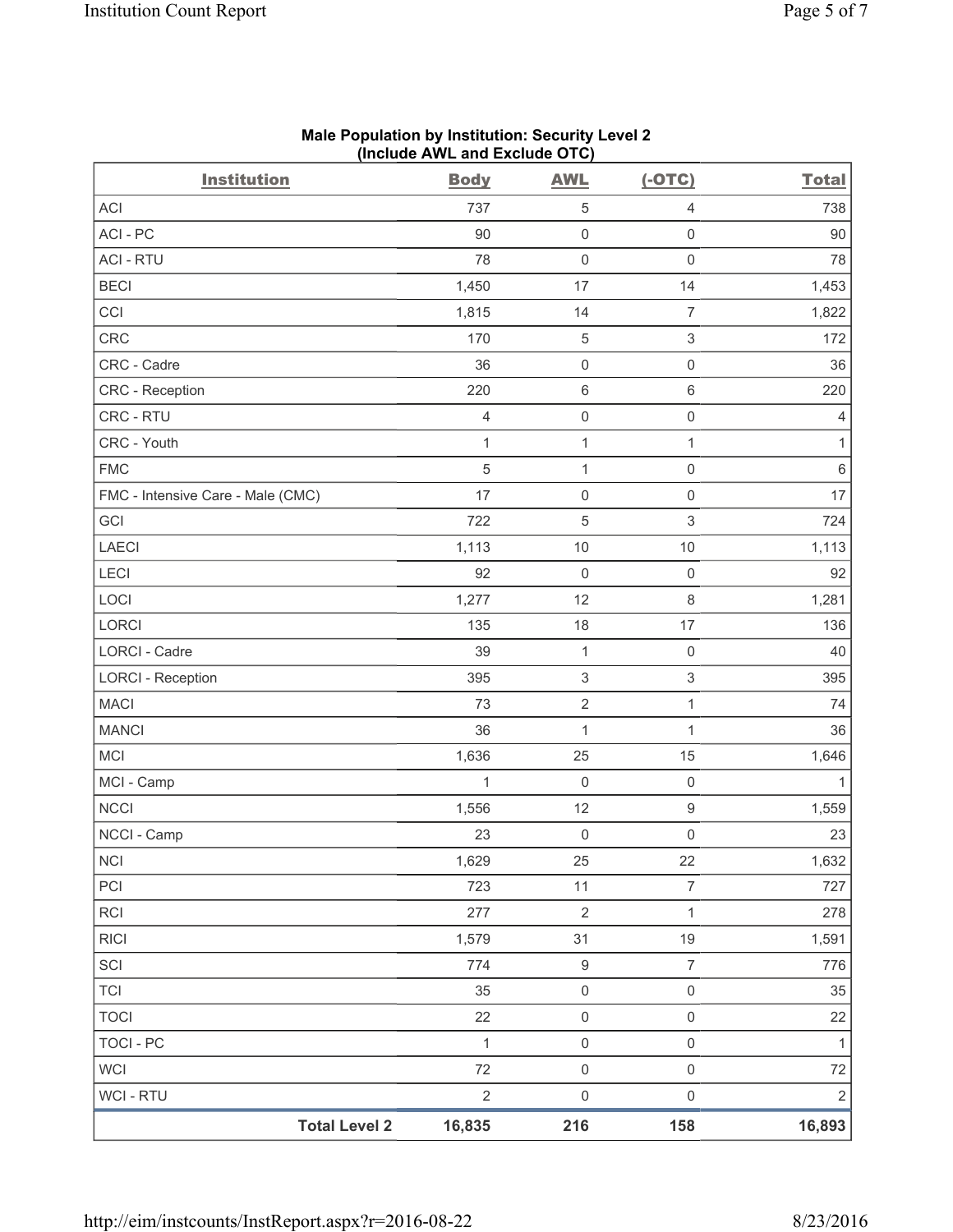**Male Population by Institution: Security Level 2**
**(Include AWL and Exclude OTC)**

| Institution | Body | AWL | (-OTC) | Total |
|---|---|---|---|---|
| ACI | 737 | 5 | 4 | 738 |
| ACI - PC | 90 | 0 | 0 | 90 |
| ACI - RTU | 78 | 0 | 0 | 78 |
| BECI | 1,450 | 17 | 14 | 1,453 |
| CCI | 1,815 | 14 | 7 | 1,822 |
| CRC | 170 | 5 | 3 | 172 |
| CRC - Cadre | 36 | 0 | 0 | 36 |
| CRC - Reception | 220 | 6 | 6 | 220 |
| CRC - RTU | 4 | 0 | 0 | 4 |
| CRC - Youth | 1 | 1 | 1 | 1 |
| FMC | 5 | 1 | 0 | 6 |
| FMC - Intensive Care - Male (CMC) | 17 | 0 | 0 | 17 |
| GCI | 722 | 5 | 3 | 724 |
| LAECI | 1,113 | 10 | 10 | 1,113 |
| LECI | 92 | 0 | 0 | 92 |
| LOCI | 1,277 | 12 | 8 | 1,281 |
| LORCI | 135 | 18 | 17 | 136 |
| LORCI - Cadre | 39 | 1 | 0 | 40 |
| LORCI - Reception | 395 | 3 | 3 | 395 |
| MACI | 73 | 2 | 1 | 74 |
| MANCI | 36 | 1 | 1 | 36 |
| MCI | 1,636 | 25 | 15 | 1,646 |
| MCI - Camp | 1 | 0 | 0 | 1 |
| NCCI | 1,556 | 12 | 9 | 1,559 |
| NCCI - Camp | 23 | 0 | 0 | 23 |
| NCI | 1,629 | 25 | 22 | 1,632 |
| PCI | 723 | 11 | 7 | 727 |
| RCI | 277 | 2 | 1 | 278 |
| RICI | 1,579 | 31 | 19 | 1,591 |
| SCI | 774 | 9 | 7 | 776 |
| TCI | 35 | 0 | 0 | 35 |
| TOCI | 22 | 0 | 0 | 22 |
| TOCI - PC | 1 | 0 | 0 | 1 |
| WCI | 72 | 0 | 0 | 72 |
| WCI - RTU | 2 | 0 | 0 | 2 |
| **Total Level 2** | **16,835** | **216** | **158** | **16,893** |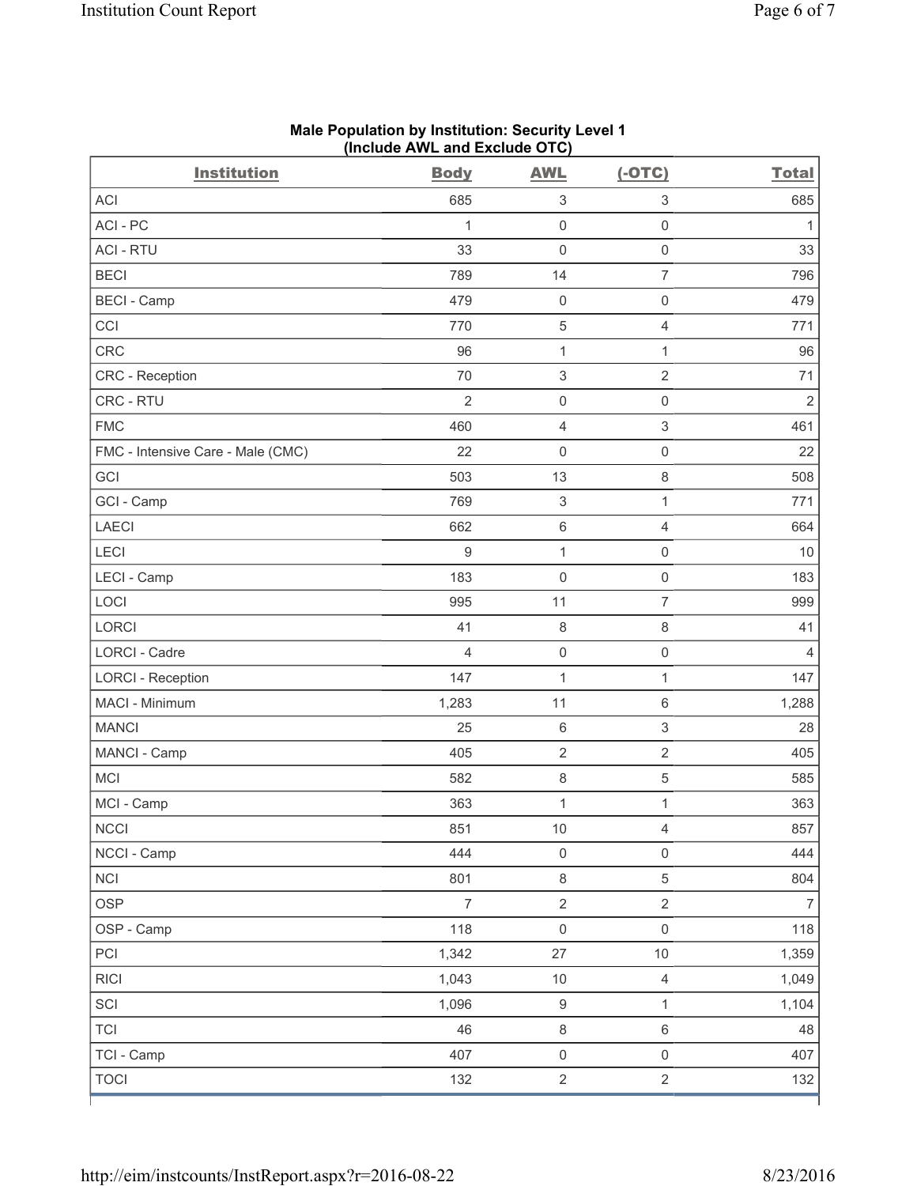**Male Population by Institution: Security Level 1**
**(Include AWL and Exclude OTC)**

| Institution | Body | AWL | (-OTC) | Total |
|---|---|---|---|---|
| ACI | 685 | 3 | 3 | 685 |
| ACI - PC | 1 | 0 | 0 | 1 |
| ACI - RTU | 33 | 0 | 0 | 33 |
| BECI | 789 | 14 | 7 | 796 |
| BECI - Camp | 479 | 0 | 0 | 479 |
| CCI | 770 | 5 | 4 | 771 |
| CRC | 96 | 1 | 1 | 96 |
| CRC - Reception | 70 | 3 | 2 | 71 |
| CRC - RTU | 2 | 0 | 0 | 2 |
| FMC | 460 | 4 | 3 | 461 |
| FMC - Intensive Care - Male (CMC) | 22 | 0 | 0 | 22 |
| GCI | 503 | 13 | 8 | 508 |
| GCI - Camp | 769 | 3 | 1 | 771 |
| LAECI | 662 | 6 | 4 | 664 |
| LECI | 9 | 1 | 0 | 10 |
| LECI - Camp | 183 | 0 | 0 | 183 |
| LOCI | 995 | 11 | 7 | 999 |
| LORCI | 41 | 8 | 8 | 41 |
| LORCI - Cadre | 4 | 0 | 0 | 4 |
| LORCI - Reception | 147 | 1 | 1 | 147 |
| MACI - Minimum | 1,283 | 11 | 6 | 1,288 |
| MANCI | 25 | 6 | 3 | 28 |
| MANCI - Camp | 405 | 2 | 2 | 405 |
| MCI | 582 | 8 | 5 | 585 |
| MCI - Camp | 363 | 1 | 1 | 363 |
| NCCI | 851 | 10 | 4 | 857 |
| NCCI - Camp | 444 | 0 | 0 | 444 |
| NCI | 801 | 8 | 5 | 804 |
| OSP | 7 | 2 | 2 | 7 |
| OSP - Camp | 118 | 0 | 0 | 118 |
| PCI | 1,342 | 27 | 10 | 1,359 |
| RICI | 1,043 | 10 | 4 | 1,049 |
| SCI | 1,096 | 9 | 1 | 1,104 |
| TCI | 46 | 8 | 6 | 48 |
| TCI - Camp | 407 | 0 | 0 | 407 |
| TOCI | 132 | 2 | 2 | 132 |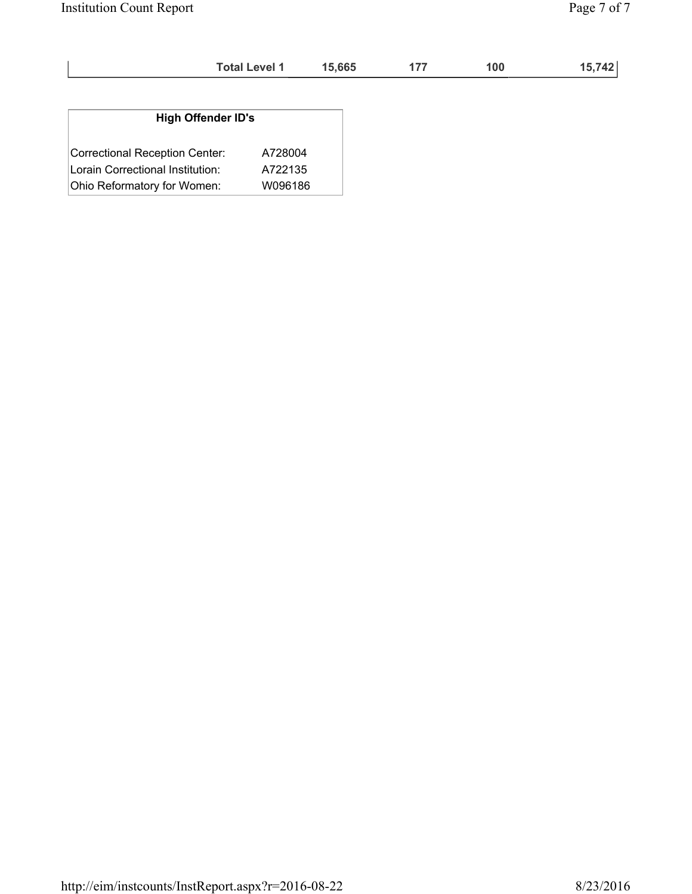| | | | | |
|---|---|---|---|---|
| **Total Level 1** | **15,665** | **177** | **100** | **15,742** |

| **High Offender ID's** | |
|---|---|
| Correctional Reception Center: | A728004 |
| Lorain Correctional Institution: | A722135 |
| Ohio Reformatory for Women: | W096186 |